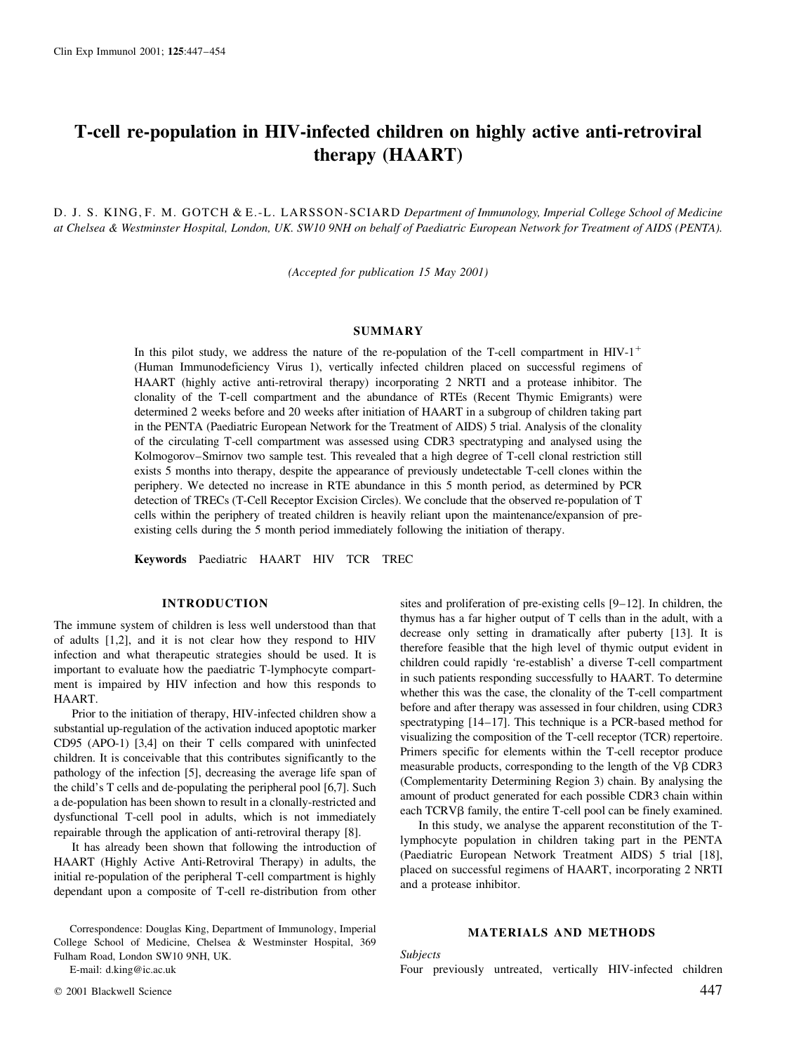# T-cell re-population in HIV-infected children on highly active anti-retroviral therapy (HAART)

D. J. S. KING, F. M. GOTCH & E.-L. LARSSON-SCIARD *Department of Immunology, Imperial College School of Medicine at Chelsea & Westminster Hospital, London, UK. SW10 9NH on behalf of Paediatric European Network for Treatment of AIDS (PENTA).*

*(Accepted for publication 15 May 2001)*

## SUMMARY

In this pilot study, we address the nature of the re-population of the T-cell compartment in HIV-1$^+$ (Human Immunodeficiency Virus 1), vertically infected children placed on successful regimens of HAART (highly active anti-retroviral therapy) incorporating 2 NRTI and a protease inhibitor. The clonality of the T-cell compartment and the abundance of RTEs (Recent Thymic Emigrants) were determined 2 weeks before and 20 weeks after initiation of HAART in a subgroup of children taking part in the PENTA (Paediatric European Network for the Treatment of AIDS) 5 trial. Analysis of the clonality of the circulating T-cell compartment was assessed using CDR3 spectratyping and analysed using the Kolmogorov–Smirnov two sample test. This revealed that a high degree of T-cell clonal restriction still exists 5 months into therapy, despite the appearance of previously undetectable T-cell clones within the periphery. We detected no increase in RTE abundance in this 5 month period, as determined by PCR detection of TRECs (T-Cell Receptor Excision Circles). We conclude that the observed re-population of T cells within the periphery of treated children is heavily reliant upon the maintenance/expansion of pre-existing cells during the 5 month period immediately following the initiation of therapy.

**Keywords** Paediatric HAART HIV TCR TREC

## INTRODUCTION

The immune system of children is less well understood than that of adults [1,2], and it is not clear how they respond to HIV infection and what therapeutic strategies should be used. It is important to evaluate how the paediatric T-lymphocyte compartment is impaired by HIV infection and how this responds to HAART.

Prior to the initiation of therapy, HIV-infected children show a substantial up-regulation of the activation induced apoptotic marker CD95 (APO-1) [3,4] on their T cells compared with uninfected children. It is conceivable that this contributes significantly to the pathology of the infection [5], decreasing the average life span of the child's T cells and de-populating the peripheral pool [6,7]. Such a de-population has been shown to result in a clonally-restricted and dysfunctional T-cell pool in adults, which is not immediately repairable through the application of anti-retroviral therapy [8].

It has already been shown that following the introduction of HAART (Highly Active Anti-Retroviral Therapy) in adults, the initial re-population of the peripheral T-cell compartment is highly dependant upon a composite of T-cell re-distribution from other sites and proliferation of pre-existing cells [9–12]. In children, the thymus has a far higher output of T cells than in the adult, with a decrease only setting in dramatically after puberty [13]. It is therefore feasible that the high level of thymic output evident in children could rapidly 're-establish' a diverse T-cell compartment in such patients responding successfully to HAART. To determine whether this was the case, the clonality of the T-cell compartment before and after therapy was assessed in four children, using CDR3 spectratyping [14–17]. This technique is a PCR-based method for visualizing the composition of the T-cell receptor (TCR) repertoire. Primers specific for elements within the T-cell receptor produce measurable products, corresponding to the length of the Vβ CDR3 (Complementarity Determining Region 3) chain. By analysing the amount of product generated for each possible CDR3 chain within each TCRVβ family, the entire T-cell pool can be finely examined.

In this study, we analyse the apparent reconstitution of the T-lymphocyte population in children taking part in the PENTA (Paediatric European Network Treatment AIDS) 5 trial [18], placed on successful regimens of HAART, incorporating 2 NRTI and a protease inhibitor.

## MATERIALS AND METHODS

*Subjects*

Four previously untreated, vertically HIV-infected children

Correspondence: Douglas King, Department of Immunology, Imperial College School of Medicine, Chelsea & Westminster Hospital, 369 Fulham Road, London SW10 9NH, UK.

E-mail: d.king@ic.ac.uk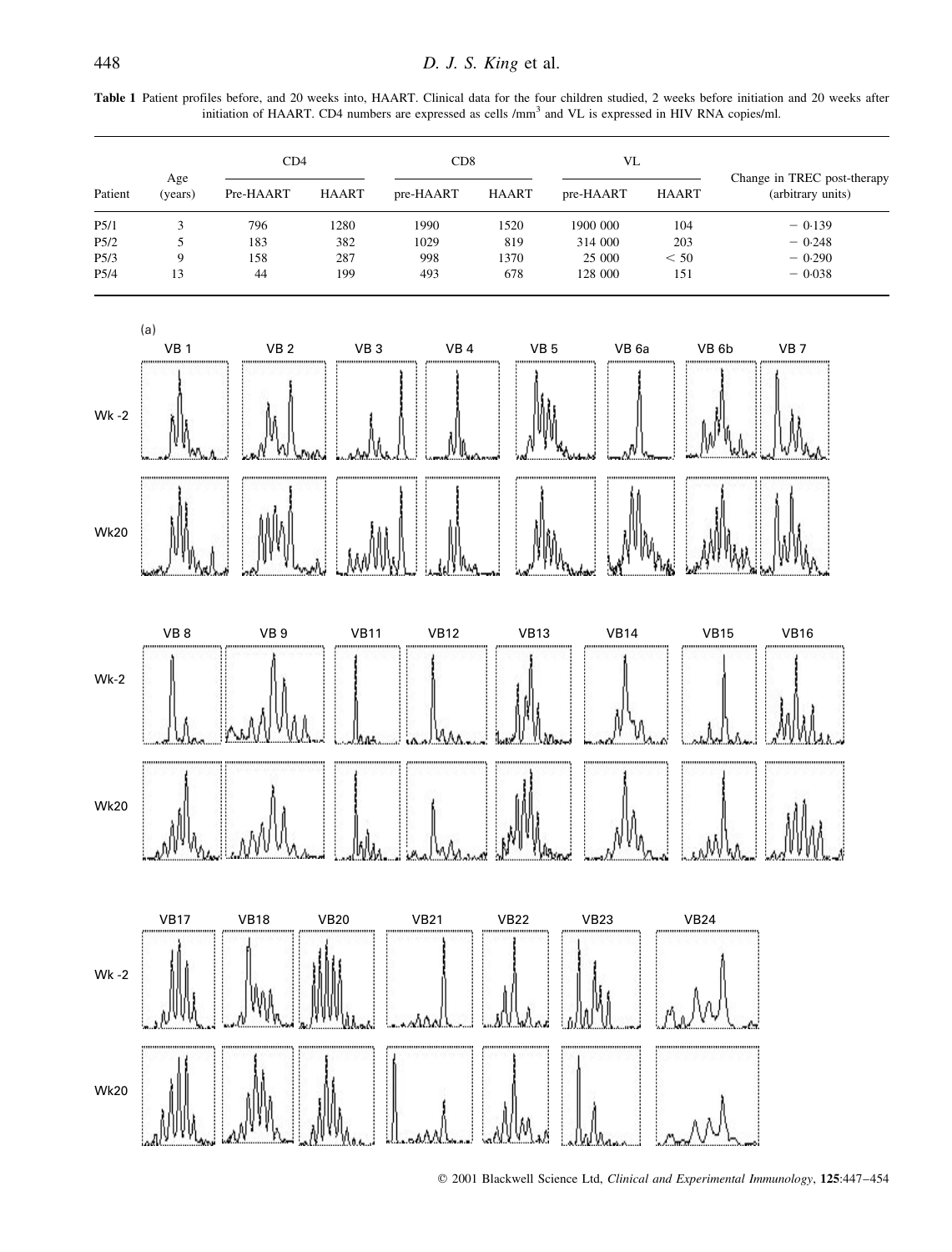**Table 1** Patient profiles before, and 20 weeks into, HAART. Clinical data for the four children studied, 2 weeks before initiation and 20 weeks after initiation of HAART. CD4 numbers are expressed as cells /mm$^3$ and VL is expressed in HIV RNA copies/ml.

| Patient | Age (years) | CD4 | | CD8 | | VL | | Change in TREC post-therapy (arbitrary units) |
|---|---|---|---|---|---|---|---|---|
| | | Pre-HAART | HAART | pre-HAART | HAART | pre-HAART | HAART | |
| P5/1 | 3 | 796 | 1280 | 1990 | 1520 | 1900 000 | 104 | − 0·139 |
| P5/2 | 5 | 183 | 382 | 1029 | 819 | 314 000 | 203 | − 0·248 |
| P5/3 | 9 | 158 | 287 | 998 | 1370 | 25 000 | < 50 | − 0·290 |
| P5/4 | 13 | 44 | 199 | 493 | 678 | 128 000 | 151 | − 0·038 |

(a)

VB 1, VB 2, VB 3, VB 4, VB 5, VB 6a, VB 6b, VB 7

Wk -2

Wk20

VB 8, VB 9, VB11, VB12, VB13, VB14, VB15, VB16

Wk-2

Wk20

VB17, VB18, VB20, VB21, VB22, VB23, VB24

Wk -2

Wk20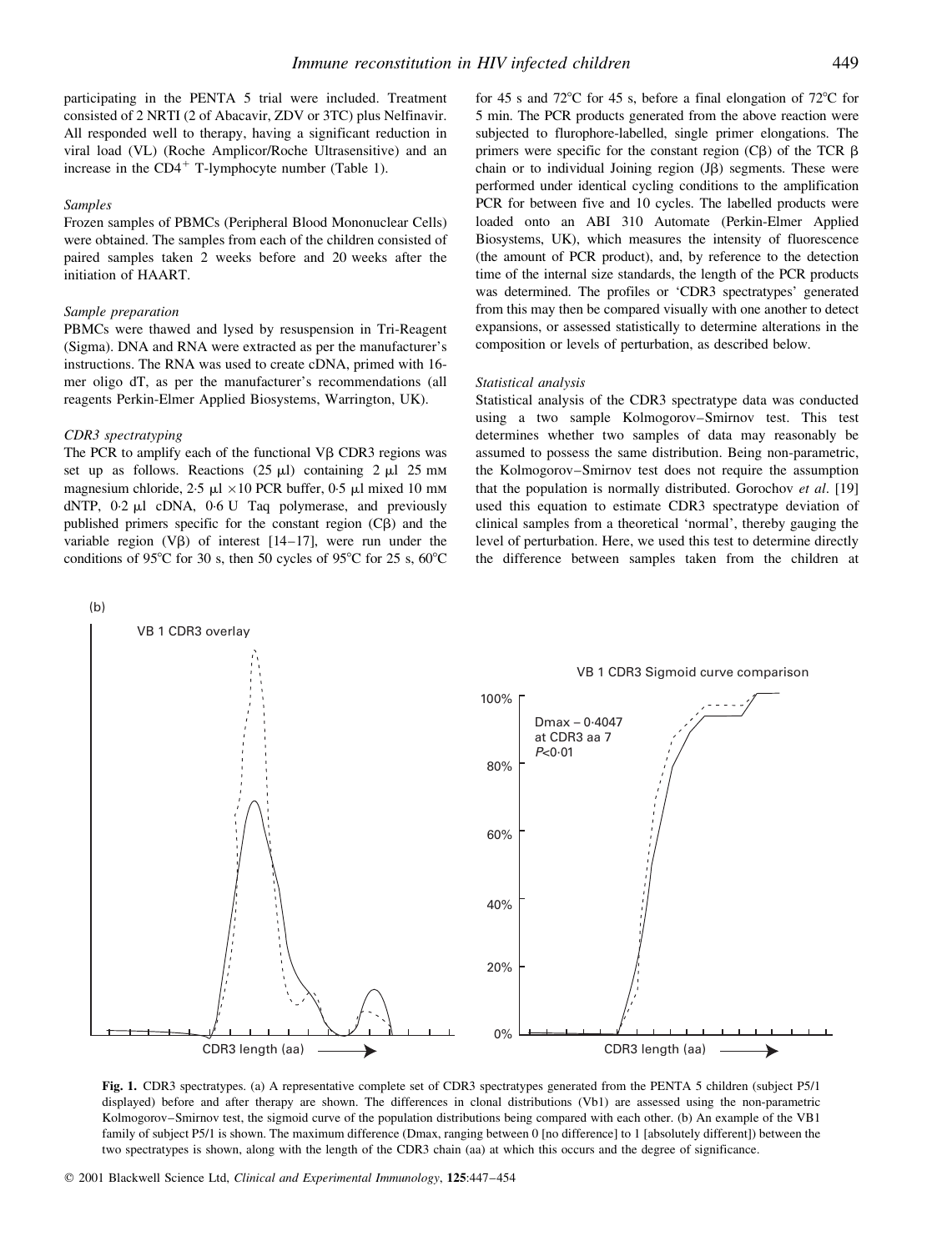participating in the PENTA 5 trial were included. Treatment consisted of 2 NRTI (2 of Abacavir, ZDV or 3TC) plus Nelfinavir. All responded well to therapy, having a significant reduction in viral load (VL) (Roche Amplicor/Roche Ultrasensitive) and an increase in the $CD4^+$ T-lymphocyte number (Table 1).

### *Samples*

Frozen samples of PBMCs (Peripheral Blood Mononuclear Cells) were obtained. The samples from each of the children consisted of paired samples taken 2 weeks before and 20 weeks after the initiation of HAART.

### *Sample preparation*

PBMCs were thawed and lysed by resuspension in Tri-Reagent (Sigma). DNA and RNA were extracted as per the manufacturer's instructions. The RNA was used to create cDNA, primed with 16-mer oligo dT, as per the manufacturer's recommendations (all reagents Perkin-Elmer Applied Biosystems, Warrington, UK).

### *CDR3 spectratyping*

The PCR to amplify each of the functional Vβ CDR3 regions was set up as follows. Reactions (25 μl) containing 2 μl 25 mM magnesium chloride, 2·5 μl ×10 PCR buffer, 0·5 μl mixed 10 mM dNTP, 0·2 μl cDNA, 0·6 U Taq polymerase, and previously published primers specific for the constant region (Cβ) and the variable region (Vβ) of interest [14–17], were run under the conditions of 95°C for 30 s, then 50 cycles of 95°C for 25 s, 60°C for 45 s and 72°C for 45 s, before a final elongation of 72°C for 5 min. The PCR products generated from the above reaction were subjected to flurophore-labelled, single primer elongations. The primers were specific for the constant region (Cβ) of the TCR β chain or to individual Joining region (Jβ) segments. These were performed under identical cycling conditions to the amplification PCR for between five and 10 cycles. The labelled products were loaded onto an ABI 310 Automate (Perkin-Elmer Applied Biosystems, UK), which measures the intensity of fluorescence (the amount of PCR product), and, by reference to the detection time of the internal size standards, the length of the PCR products was determined. The profiles or 'CDR3 spectratypes' generated from this may then be compared visually with one another to detect expansions, or assessed statistically to determine alterations in the composition or levels of perturbation, as described below.

### *Statistical analysis*

Statistical analysis of the CDR3 spectratype data was conducted using a two sample Kolmogorov–Smirnov test. This test determines whether two samples of data may reasonably be assumed to possess the same distribution. Being non-parametric, the Kolmogorov–Smirnov test does not require the assumption that the population is normally distributed. Gorochov *et al*. [19] used this equation to estimate CDR3 spectratype deviation of clinical samples from a theoretical 'normal', thereby gauging the level of perturbation. Here, we used this test to determine directly the difference between samples taken from the children at

(b)

VB 1 CDR3 overlay

VB 1 CDR3 Sigmoid curve comparison

Dmax – 0·4047 at CDR3 aa 7 $P<0·01$

CDR3 length (aa)

**Fig. 1.** CDR3 spectratypes. (a) A representative complete set of CDR3 spectratypes generated from the PENTA 5 children (subject P5/1 displayed) before and after therapy are shown. The differences in clonal distributions (Vb1) are assessed using the non-parametric Kolmogorov–Smirnov test, the sigmoid curve of the population distributions being compared with each other. (b) An example of the VB1 family of subject P5/1 is shown. The maximum difference (Dmax, ranging between 0 [no difference] to 1 [absolutely different]) between the two spectratypes is shown, along with the length of the CDR3 chain (aa) at which this occurs and the degree of significance.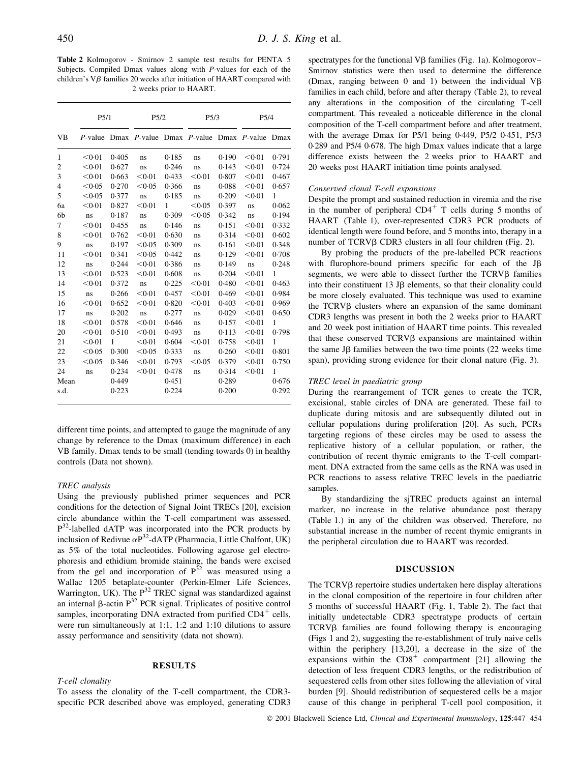**Table 2** Kolmogorov - Smirnov 2 sample test results for PENTA 5 Subjects. Compiled Dmax values along with *P*-values for each of the children's V$\beta$ families 20 weeks after initiation of HAART compared with 2 weeks prior to HAART.

| | P5/1 | | P5/2 | | P5/3 | | P5/4 | |
|---|---|---|---|---|---|---|---|---|
| VB | *P*-value | Dmax | *P*-value | Dmax | *P*-value | Dmax | *P*-value | Dmax |
| 1 | <0·01 | 0·405 | ns | 0·185 | ns | 0·190 | <0·01 | 0·791 |
| 2 | <0·01 | 0·627 | ns | 0·246 | ns | 0·143 | <0·01 | 0·724 |
| 3 | <0·01 | 0·663 | <0·01 | 0·433 | <0·01 | 0·807 | <0·01 | 0·467 |
| 4 | <0·05 | 0·270 | <0·05 | 0·366 | ns | 0·088 | <0·01 | 0·657 |
| 5 | <0·05 | 0·377 | ns | 0·185 | ns | 0·209 | <0·01 | 1 |
| 6a | <0·01 | 0·827 | <0·01 | 1 | <0·05 | 0·397 | ns | 0·062 |
| 6b | ns | 0·187 | ns | 0·309 | <0·05 | 0·342 | ns | 0·194 |
| 7 | <0·01 | 0·455 | ns | 0·146 | ns | 0·151 | <0·01 | 0·332 |
| 8 | <0·01 | 0·762 | <0·01 | 0·630 | ns | 0·314 | <0·01 | 0·602 |
| 9 | ns | 0·197 | <0·05 | 0·309 | ns | 0·161 | <0·01 | 0·348 |
| 11 | <0·01 | 0·341 | <0·05 | 0·442 | ns | 0·129 | <0·01 | 0·708 |
| 12 | ns | 0·244 | <0·01 | 0·386 | ns | 0·149 | ns | 0·248 |
| 13 | <0·01 | 0·523 | <0·01 | 0·608 | ns | 0·204 | <0·01 | 1 |
| 14 | <0·01 | 0·372 | ns | 0·225 | <0·01 | 0·480 | <0·01 | 0·463 |
| 15 | ns | 0·266 | <0·01 | 0·457 | <0·01 | 0·469 | <0·01 | 0·984 |
| 16 | <0·01 | 0·652 | <0·01 | 0·820 | <0·01 | 0·403 | <0·01 | 0·969 |
| 17 | ns | 0·202 | ns | 0·277 | ns | 0·029 | <0·01 | 0·650 |
| 18 | <0·01 | 0·578 | <0·01 | 0·646 | ns | 0·157 | <0·01 | 1 |
| 20 | <0·01 | 0·510 | <0·01 | 0·493 | ns | 0·113 | <0·01 | 0·798 |
| 21 | <0·01 | 1 | <0·01 | 0·604 | <0·01 | 0·758 | <0·01 | 1 |
| 22 | <0·05 | 0·300 | <0·05 | 0·333 | ns | 0·260 | <0·01 | 0·801 |
| 23 | <0·05 | 0·346 | <0·01 | 0·793 | <0·05 | 0·379 | <0·01 | 0·750 |
| 24 | ns | 0·234 | <0·01 | 0·478 | ns | 0·314 | <0·01 | 1 |
| Mean | | 0·449 | | 0·451 | | 0·289 | | 0·676 |
| s.d. | | 0·223 | | 0·224 | | 0·200 | | 0·292 |

different time points, and attempted to gauge the magnitude of any change by reference to the Dmax (maximum difference) in each VB family. Dmax tends to be small (tending towards 0) in healthy controls (Data not shown).

### *TREC analysis*

Using the previously published primer sequences and PCR conditions for the detection of Signal Joint TRECs [20], excision circle abundance within the T-cell compartment was assessed. $P^{32}$-labelled dATP was incorporated into the PCR products by inclusion of Redivue $\alpha P^{32}$-dATP (Pharmacia, Little Chalfont, UK) as 5% of the total nucleotides. Following agarose gel electrophoresis and ethidium bromide staining, the bands were excised from the gel and incorporation of $P^{32}$ was measured using a Wallac 1205 betaplate-counter (Perkin-Elmer Life Sciences, Warrington, UK). The $P^{32}$ TREC signal was standardized against an internal $\beta$-actin $P^{32}$ PCR signal. Triplicates of positive control samples, incorporating DNA extracted from purified $CD4^+$ cells, were run simultaneously at 1:1, 1:2 and 1:10 dilutions to assure assay performance and sensitivity (data not shown).

## RESULTS

### *T-cell clonality*

To assess the clonality of the T-cell compartment, the CDR3-specific PCR described above was employed, generating CDR3 spectratypes for the functional V$\beta$ families (Fig. 1a). Kolmogorov–Smirnov statistics were then used to determine the difference (Dmax, ranging between 0 and 1) between the individual V$\beta$ families in each child, before and after therapy (Table 2), to reveal any alterations in the composition of the circulating T-cell compartment. This revealed a noticeable difference in the clonal composition of the T-cell compartment before and after treatment, with the average Dmax for P5/1 being 0·449, P5/2 0·451, P5/3 0·289 and P5/4 0·678. The high Dmax values indicate that a large difference exists between the 2 weeks prior to HAART and 20 weeks post HAART initiation time points analysed.

### *Conserved clonal T-cell expansions*

Despite the prompt and sustained reduction in viremia and the rise in the number of peripheral $CD4^+$ T cells during 5 months of HAART (Table 1), over-represented CDR3 PCR products of identical length were found before, and 5 months into, therapy in a number of TCRV$\beta$ CDR3 clusters in all four children (Fig. 2).

By probing the products of the pre-labelled PCR reactions with flurophore-bound primers specific for each of the J$\beta$ segments, we were able to dissect further the TCRV$\beta$ families into their constituent 13 J$\beta$ elements, so that their clonality could be more closely evaluated. This technique was used to examine the TCRV$\beta$ clusters where an expansion of the same dominant CDR3 lengths was present in both the 2 weeks prior to HAART and 20 week post initiation of HAART time points. This revealed that these conserved TCRV$\beta$ expansions are maintained within the same J$\beta$ families between the two time points (22 weeks time span), providing strong evidence for their clonal nature (Fig. 3).

### *TREC level in paediatric group*

During the rearrangement of TCR genes to create the TCR, excisional, stable circles of DNA are generated. These fail to duplicate during mitosis and are subsequently diluted out in cellular populations during proliferation [20]. As such, PCRs targeting regions of these circles may be used to assess the replicative history of a cellular population, or rather, the contribution of recent thymic emigrants to the T-cell compartment. DNA extracted from the same cells as the RNA was used in PCR reactions to assess relative TREC levels in the paediatric samples.

By standardizing the sjTREC products against an internal marker, no increase in the relative abundance post therapy (Table 1.) in any of the children was observed. Therefore, no substantial increase in the number of recent thymic emigrants in the peripheral circulation due to HAART was recorded.

## DISCUSSION

The TCRV$\beta$ repertoire studies undertaken here display alterations in the clonal composition of the repertoire in four children after 5 months of successful HAART (Fig. 1, Table 2). The fact that initially undetectable CDR3 spectratype products of certain TCRV$\beta$ families are found following therapy is encouraging (Figs 1 and 2), suggesting the re-establishment of truly naive cells within the periphery [13,20], a decrease in the size of the expansions within the $CD8^+$ compartment [21] allowing the detection of less frequent CDR3 lengths, or the redistribution of sequestered cells from other sites following the alleviation of viral burden [9]. Should redistribution of sequestered cells be a major cause of this change in peripheral T-cell pool composition, it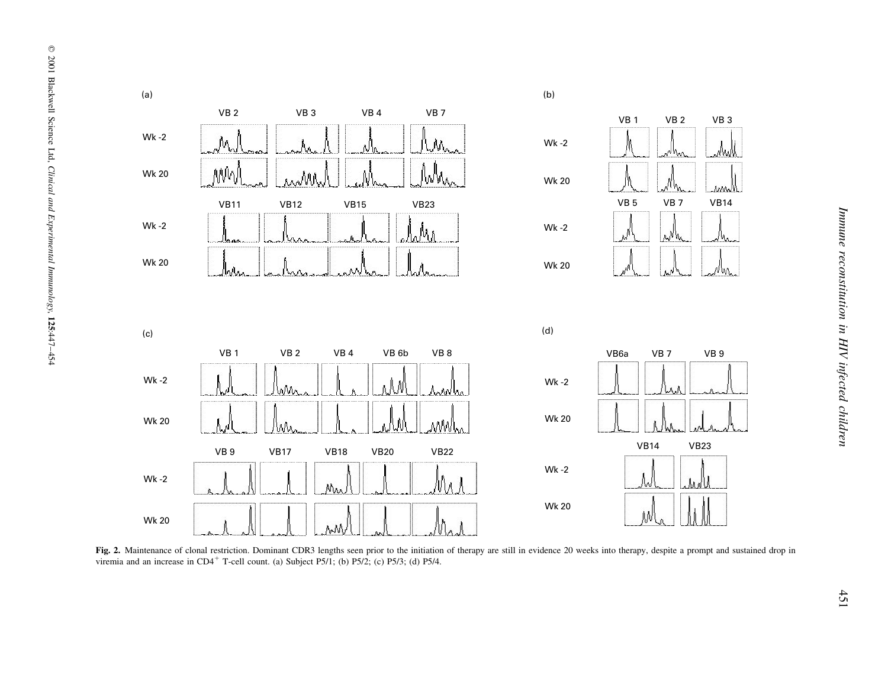**Fig. 2.** Maintenance of clonal restriction. Dominant CDR3 lengths seen prior to the initiation of therapy are still in evidence 20 weeks into therapy, despite a prompt and sustained drop in viremia and an increase in $CD4^{+}$ T-cell count. (a) Subject P5/1; (b) P5/2; (c) P5/3; (d) P5/4.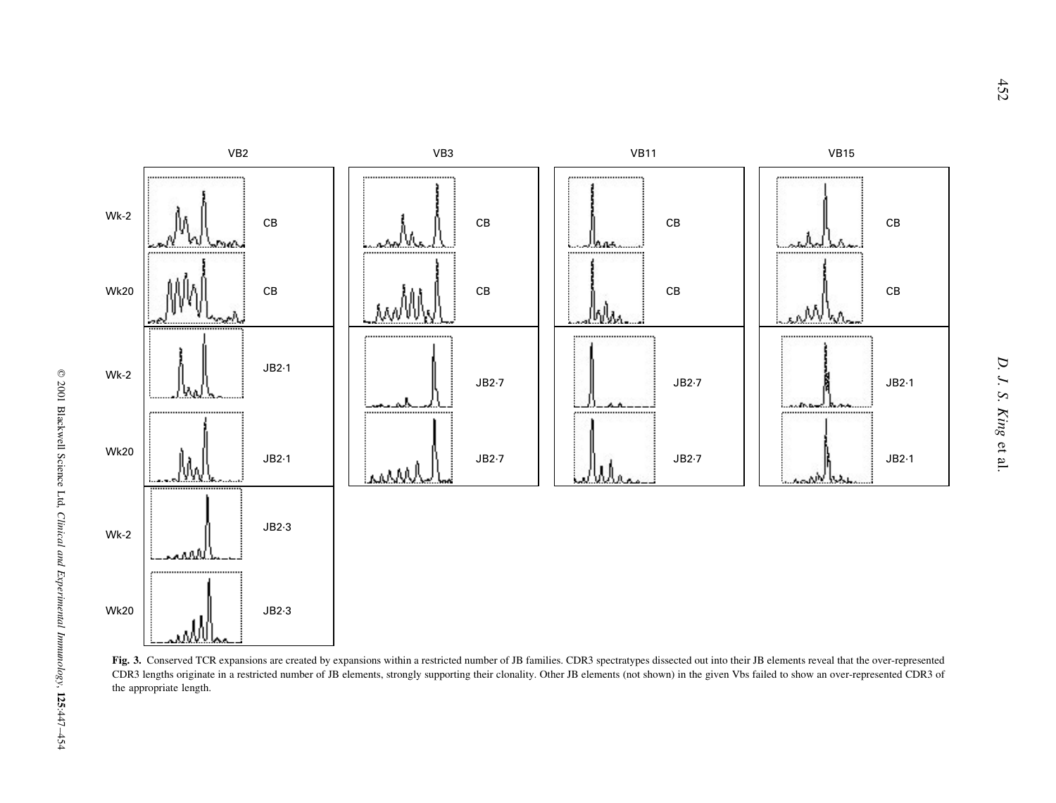**Fig. 3.** Conserved TCR expansions are created by expansions within a restricted number of JB families. CDR3 spectratypes dissected out into their JB elements reveal that the over-represented CDR3 lengths originate in a restricted number of JB elements, strongly supporting their clonality. Other JB elements (not shown) in the given Vbs failed to show an over-represented CDR3 of the appropriate length.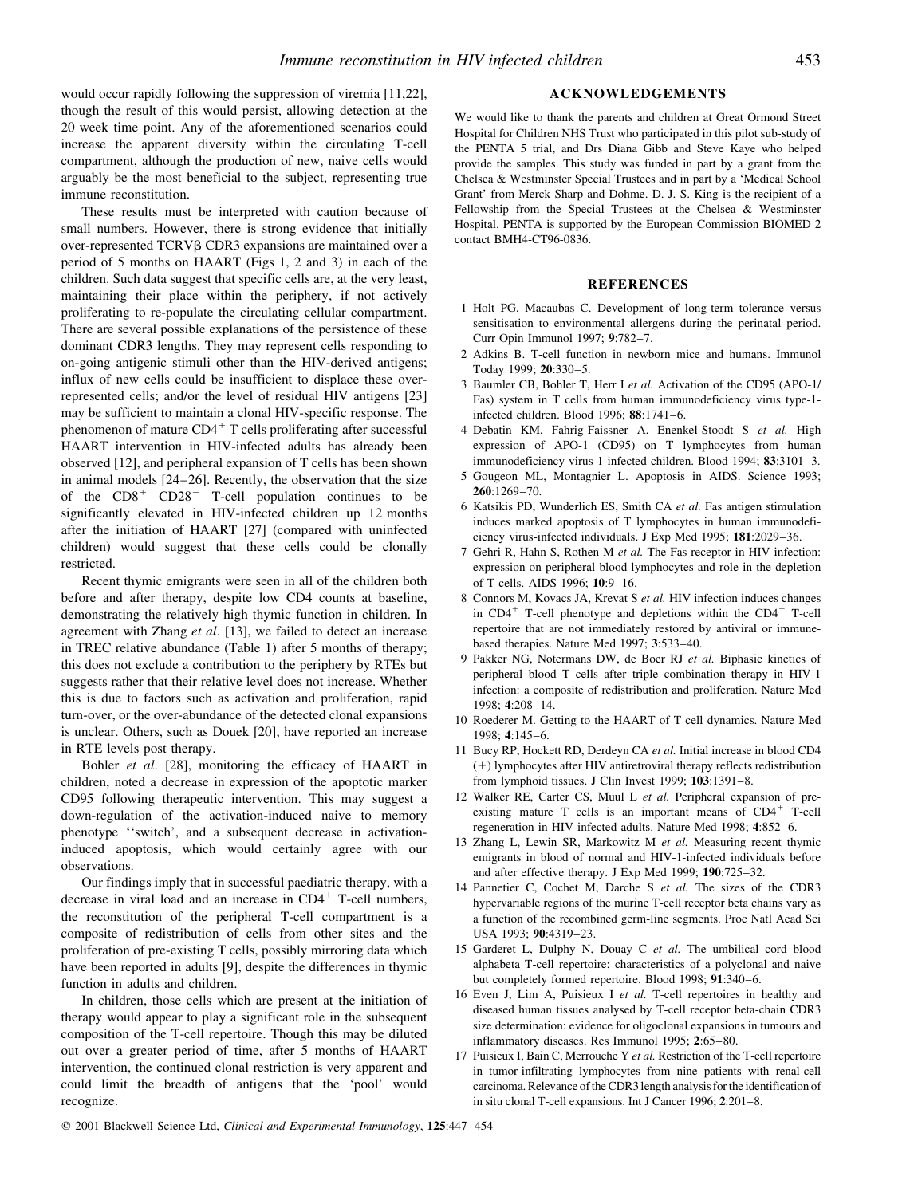would occur rapidly following the suppression of viremia [11,22], though the result of this would persist, allowing detection at the 20 week time point. Any of the aforementioned scenarios could increase the apparent diversity within the circulating T-cell compartment, although the production of new, naive cells would arguably be the most beneficial to the subject, representing true immune reconstitution.

These results must be interpreted with caution because of small numbers. However, there is strong evidence that initially over-represented TCRVβ CDR3 expansions are maintained over a period of 5 months on HAART (Figs 1, 2 and 3) in each of the children. Such data suggest that specific cells are, at the very least, maintaining their place within the periphery, if not actively proliferating to re-populate the circulating cellular compartment. There are several possible explanations of the persistence of these dominant CDR3 lengths. They may represent cells responding to on-going antigenic stimuli other than the HIV-derived antigens; influx of new cells could be insufficient to displace these over-represented cells; and/or the level of residual HIV antigens [23] may be sufficient to maintain a clonal HIV-specific response. The phenomenon of mature $CD4^+$ T cells proliferating after successful HAART intervention in HIV-infected adults has already been observed [12], and peripheral expansion of T cells has been shown in animal models [24–26]. Recently, the observation that the size of the $CD8^+$ $CD28^-$ T-cell population continues to be significantly elevated in HIV-infected children up 12 months after the initiation of HAART [27] (compared with uninfected children) would suggest that these cells could be clonally restricted.

Recent thymic emigrants were seen in all of the children both before and after therapy, despite low CD4 counts at baseline, demonstrating the relatively high thymic function in children. In agreement with Zhang *et al*. [13], we failed to detect an increase in TREC relative abundance (Table 1) after 5 months of therapy; this does not exclude a contribution to the periphery by RTEs but suggests rather that their relative level does not increase. Whether this is due to factors such as activation and proliferation, rapid turn-over, or the over-abundance of the detected clonal expansions is unclear. Others, such as Douek [20], have reported an increase in RTE levels post therapy.

Bohler *et al*. [28], monitoring the efficacy of HAART in children, noted a decrease in expression of the apoptotic marker CD95 following therapeutic intervention. This may suggest a down-regulation of the activation-induced naive to memory phenotype ''switch', and a subsequent decrease in activation-induced apoptosis, which would certainly agree with our observations.

Our findings imply that in successful paediatric therapy, with a decrease in viral load and an increase in $CD4^+$ T-cell numbers, the reconstitution of the peripheral T-cell compartment is a composite of redistribution of cells from other sites and the proliferation of pre-existing T cells, possibly mirroring data which have been reported in adults [9], despite the differences in thymic function in adults and children.

In children, those cells which are present at the initiation of therapy would appear to play a significant role in the subsequent composition of the T-cell repertoire. Though this may be diluted out over a greater period of time, after 5 months of HAART intervention, the continued clonal restriction is very apparent and could limit the breadth of antigens that the 'pool' would recognize.

## ACKNOWLEDGEMENTS

We would like to thank the parents and children at Great Ormond Street Hospital for Children NHS Trust who participated in this pilot sub-study of the PENTA 5 trial, and Drs Diana Gibb and Steve Kaye who helped provide the samples. This study was funded in part by a grant from the Chelsea & Westminster Special Trustees and in part by a 'Medical School Grant' from Merck Sharp and Dohme. D. J. S. King is the recipient of a Fellowship from the Special Trustees at the Chelsea & Westminster Hospital. PENTA is supported by the European Commission BIOMED 2 contact BMH4-CT96-0836.

## REFERENCES

1 Holt PG, Macaubas C. Development of long-term tolerance versus sensitisation to environmental allergens during the perinatal period. Curr Opin Immunol 1997; **9**:782–7.

2 Adkins B. T-cell function in newborn mice and humans. Immunol Today 1999; **20**:330–5.

3 Baumler CB, Bohler T, Herr I *et al.* Activation of the CD95 (APO-1/Fas) system in T cells from human immunodeficiency virus type-1-infected children. Blood 1996; **88**:1741–6.

4 Debatin KM, Fahrig-Faissner A, Enenkel-Stoodt S *et al.* High expression of APO-1 (CD95) on T lymphocytes from human immunodeficiency virus-1-infected children. Blood 1994; **83**:3101–3.

5 Gougeon ML, Montagnier L. Apoptosis in AIDS. Science 1993; **260**:1269–70.

6 Katsikis PD, Wunderlich ES, Smith CA *et al.* Fas antigen stimulation induces marked apoptosis of T lymphocytes in human immunodeficiency virus-infected individuals. J Exp Med 1995; **181**:2029–36.

7 Gehri R, Hahn S, Rothen M *et al.* The Fas receptor in HIV infection: expression on peripheral blood lymphocytes and role in the depletion of T cells. AIDS 1996; **10**:9–16.

8 Connors M, Kovacs JA, Krevat S *et al.* HIV infection induces changes in $CD4^+$ T-cell phenotype and depletions within the $CD4^+$ T-cell repertoire that are not immediately restored by antiviral or immune-based therapies. Nature Med 1997; **3**:533–40.

9 Pakker NG, Notermans DW, de Boer RJ *et al.* Biphasic kinetics of peripheral blood T cells after triple combination therapy in HIV-1 infection: a composite of redistribution and proliferation. Nature Med 1998; **4**:208–14.

10 Roederer M. Getting to the HAART of T cell dynamics. Nature Med 1998; **4**:145–6.

11 Bucy RP, Hockett RD, Derdeyn CA *et al.* Initial increase in blood CD4 (+) lymphocytes after HIV antiretroviral therapy reflects redistribution from lymphoid tissues. J Clin Invest 1999; **103**:1391–8.

12 Walker RE, Carter CS, Muul L *et al.* Peripheral expansion of pre-existing mature T cells is an important means of $CD4^+$ T-cell regeneration in HIV-infected adults. Nature Med 1998; **4**:852–6.

13 Zhang L, Lewin SR, Markowitz M *et al.* Measuring recent thymic emigrants in blood of normal and HIV-1-infected individuals before and after effective therapy. J Exp Med 1999; **190**:725–32.

14 Pannetier C, Cochet M, Darche S *et al.* The sizes of the CDR3 hypervariable regions of the murine T-cell receptor beta chains vary as a function of the recombined germ-line segments. Proc Natl Acad Sci USA 1993; **90**:4319–23.

15 Garderet L, Dulphy N, Douay C *et al.* The umbilical cord blood alphabeta T-cell repertoire: characteristics of a polyclonal and naive but completely formed repertoire. Blood 1998; **91**:340–6.

16 Even J, Lim A, Puisieux I *et al.* T-cell repertoires in healthy and diseased human tissues analysed by T-cell receptor beta-chain CDR3 size determination: evidence for oligoclonal expansions in tumours and inflammatory diseases. Res Immunol 1995; **2**:65–80.

17 Puisieux I, Bain C, Merrouche Y *et al.* Restriction of the T-cell repertoire in tumor-infiltrating lymphocytes from nine patients with renal-cell carcinoma. Relevance of the CDR3 length analysis for the identification of in situ clonal T-cell expansions. Int J Cancer 1996; **2**:201–8.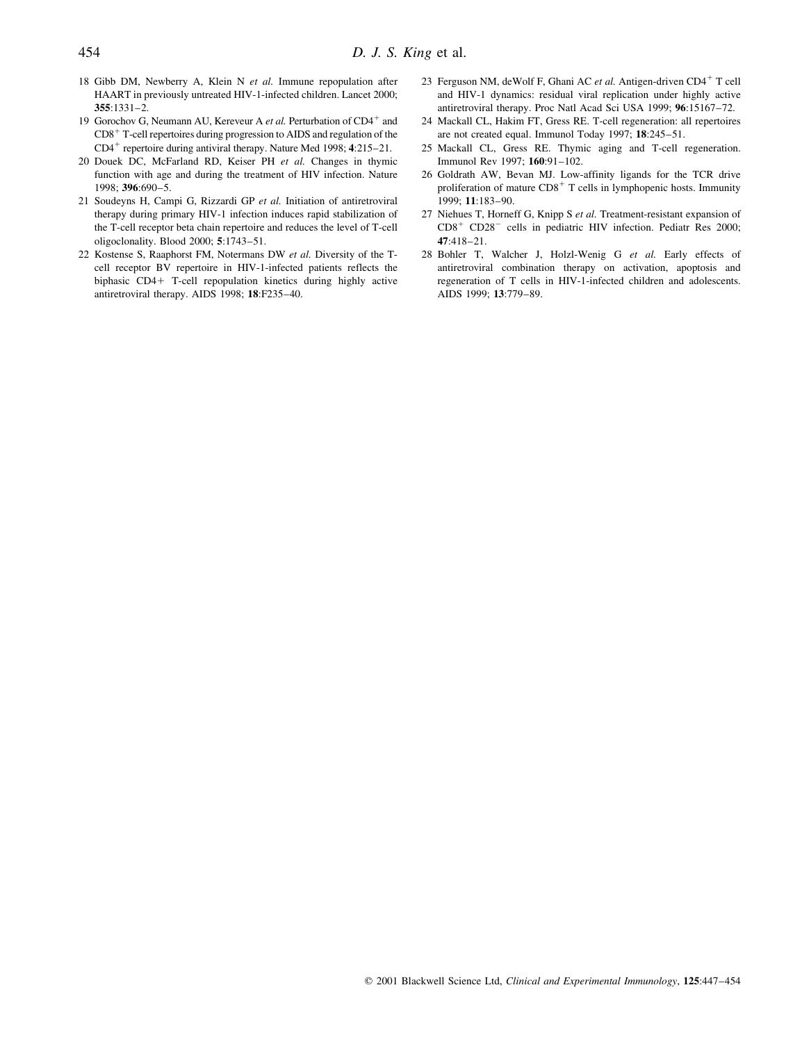18 Gibb DM, Newberry A, Klein N *et al.* Immune repopulation after HAART in previously untreated HIV-1-infected children. Lancet 2000; **355**:1331–2.

19 Gorochov G, Neumann AU, Kereveur A *et al.* Perturbation of $CD4^+$ and $CD8^+$ T-cell repertoires during progression to AIDS and regulation of the $CD4^+$ repertoire during antiviral therapy. Nature Med 1998; **4**:215–21.

20 Douek DC, McFarland RD, Keiser PH *et al.* Changes in thymic function with age and during the treatment of HIV infection. Nature 1998; **396**:690–5.

21 Soudeyns H, Campi G, Rizzardi GP *et al.* Initiation of antiretroviral therapy during primary HIV-1 infection induces rapid stabilization of the T-cell receptor beta chain repertoire and reduces the level of T-cell oligoclonality. Blood 2000; **5**:1743–51.

22 Kostense S, Raaphorst FM, Notermans DW *et al.* Diversity of the T-cell receptor BV repertoire in HIV-1-infected patients reflects the biphasic CD4+ T-cell repopulation kinetics during highly active antiretroviral therapy. AIDS 1998; **18**:F235–40.

23 Ferguson NM, deWolf F, Ghani AC *et al.* Antigen-driven $CD4^+$ T cell and HIV-1 dynamics: residual viral replication under highly active antiretroviral therapy. Proc Natl Acad Sci USA 1999; **96**:15167–72.

24 Mackall CL, Hakim FT, Gress RE. T-cell regeneration: all repertoires are not created equal. Immunol Today 1997; **18**:245–51.

25 Mackall CL, Gress RE. Thymic aging and T-cell regeneration. Immunol Rev 1997; **160**:91–102.

26 Goldrath AW, Bevan MJ. Low-affinity ligands for the TCR drive proliferation of mature $CD8^+$ T cells in lymphopenic hosts. Immunity 1999; **11**:183–90.

27 Niehues T, Horneff G, Knipp S *et al.* Treatment-resistant expansion of $CD8^+$ $CD28^-$ cells in pediatric HIV infection. Pediatr Res 2000; **47**:418–21.

28 Bohler T, Walcher J, Holzl-Wenig G *et al.* Early effects of antiretroviral combination therapy on activation, apoptosis and regeneration of T cells in HIV-1-infected children and adolescents. AIDS 1999; **13**:779–89.